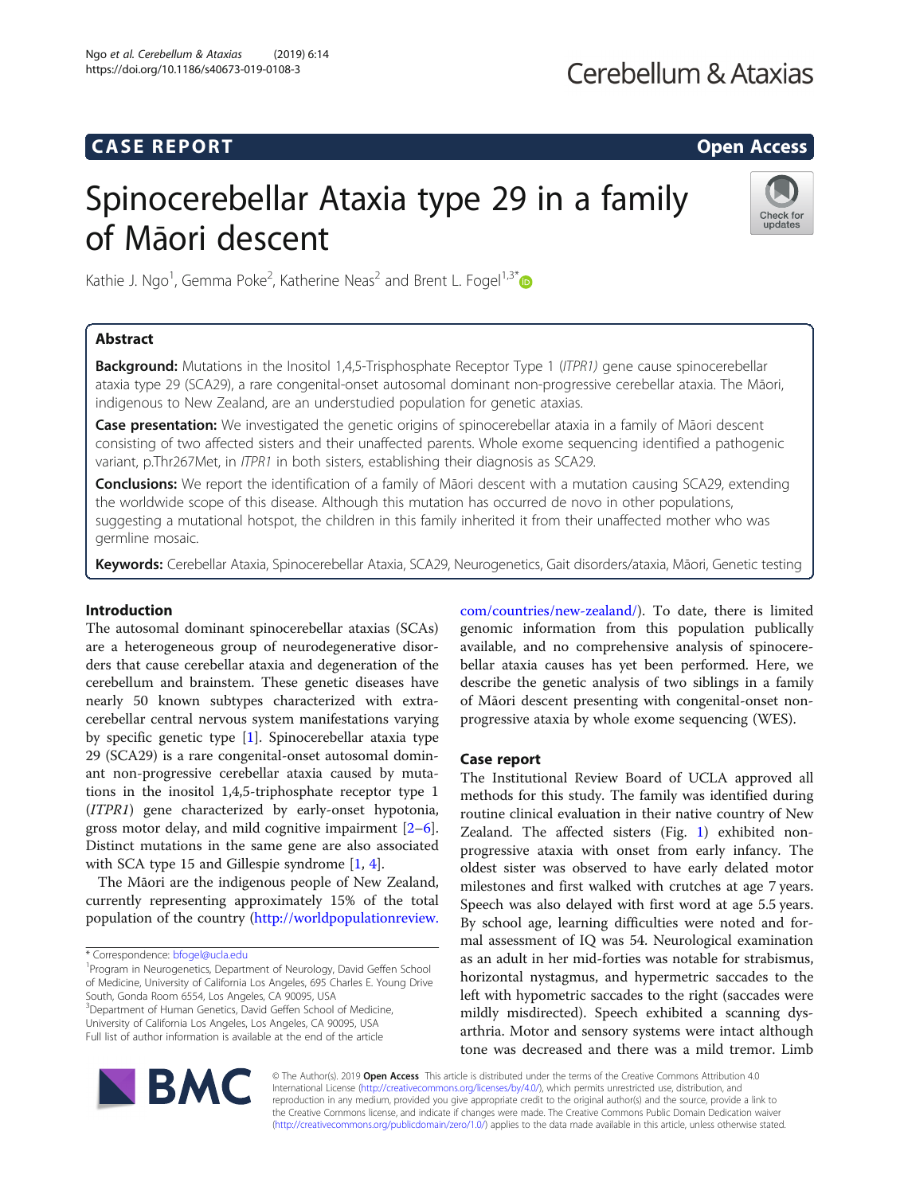# CASE REPORT

**Open Access**

# Spinocerebellar Ataxia type 29 in a family of Māori descent

Kathie J. Ngo[1], Gemma Poke[2], Katherine Neas[2] and Brent L. Fogel[1,3*]

## Abstract

**Background:** Mutations in the Inositol 1,4,5-Trisphosphate Receptor Type 1 (*ITPR1*) gene cause spinocerebellar ataxia type 29 (SCA29), a rare congenital-onset autosomal dominant non-progressive cerebellar ataxia. The Māori, indigenous to New Zealand, are an understudied population for genetic ataxias.

**Case presentation:** We investigated the genetic origins of spinocerebellar ataxia in a family of Māori descent consisting of two affected sisters and their unaffected parents. Whole exome sequencing identified a pathogenic variant, p.Thr267Met, in *ITPR1* in both sisters, establishing their diagnosis as SCA29.

**Conclusions:** We report the identification of a family of Māori descent with a mutation causing SCA29, extending the worldwide scope of this disease. Although this mutation has occurred de novo in other populations, suggesting a mutational hotspot, the children in this family inherited it from their unaffected mother who was germline mosaic.

**Keywords:** Cerebellar Ataxia, Spinocerebellar Ataxia, SCA29, Neurogenetics, Gait disorders/ataxia, Māori, Genetic testing

## Introduction

The autosomal dominant spinocerebellar ataxias (SCAs) are a heterogeneous group of neurodegenerative disorders that cause cerebellar ataxia and degeneration of the cerebellum and brainstem. These genetic diseases have nearly 50 known subtypes characterized with extracerebellar central nervous system manifestations varying by specific genetic type [1]. Spinocerebellar ataxia type 29 (SCA29) is a rare congenital-onset autosomal dominant non-progressive cerebellar ataxia caused by mutations in the inositol 1,4,5-triphosphate receptor type 1 (*ITPR1*) gene characterized by early-onset hypotonia, gross motor delay, and mild cognitive impairment [2–6]. Distinct mutations in the same gene are also associated with SCA type 15 and Gillespie syndrome [1, 4].

The Māori are the indigenous people of New Zealand, currently representing approximately 15% of the total population of the country (http://worldpopulationreview.com/countries/new-zealand/). To date, there is limited genomic information from this population publically available, and no comprehensive analysis of spinocerebellar ataxia causes has yet been performed. Here, we describe the genetic analysis of two siblings in a family of Māori descent presenting with congenital-onset non-progressive ataxia by whole exome sequencing (WES).

## Case report

The Institutional Review Board of UCLA approved all methods for this study. The family was identified during routine clinical evaluation in their native country of New Zealand. The affected sisters (Fig. 1) exhibited non-progressive ataxia with onset from early infancy. The oldest sister was observed to have early delated motor milestones and first walked with crutches at age 7 years. Speech was also delayed with first word at age 5.5 years. By school age, learning difficulties were noted and formal assessment of IQ was 54. Neurological examination as an adult in her mid-forties was notable for strabismus, horizontal nystagmus, and hypermetric saccades to the left with hypometric saccades to the right (saccades were mildly misdirected). Speech exhibited a scanning dysarthria. Motor and sensory systems were intact although tone was decreased and there was a mild tremor. Limb

\* Correspondence: bfogel@ucla.edu
[1] Program in Neurogenetics, Department of Neurology, David Geffen School of Medicine, University of California Los Angeles, 695 Charles E. Young Drive South, Gonda Room 6554, Los Angeles, CA 90095, USA
[3] Department of Human Genetics, David Geffen School of Medicine, University of California Los Angeles, Los Angeles, CA 90095, USA
Full list of author information is available at the end of the article

© The Author(s). 2019 **Open Access** This article is distributed under the terms of the Creative Commons Attribution 4.0 International License (http://creativecommons.org/licenses/by/4.0/), which permits unrestricted use, distribution, and reproduction in any medium, provided you give appropriate credit to the original author(s) and the source, provide a link to the Creative Commons license, and indicate if changes were made. The Creative Commons Public Domain Dedication waiver (http://creativecommons.org/publicdomain/zero/1.0/) applies to the data made available in this article, unless otherwise stated.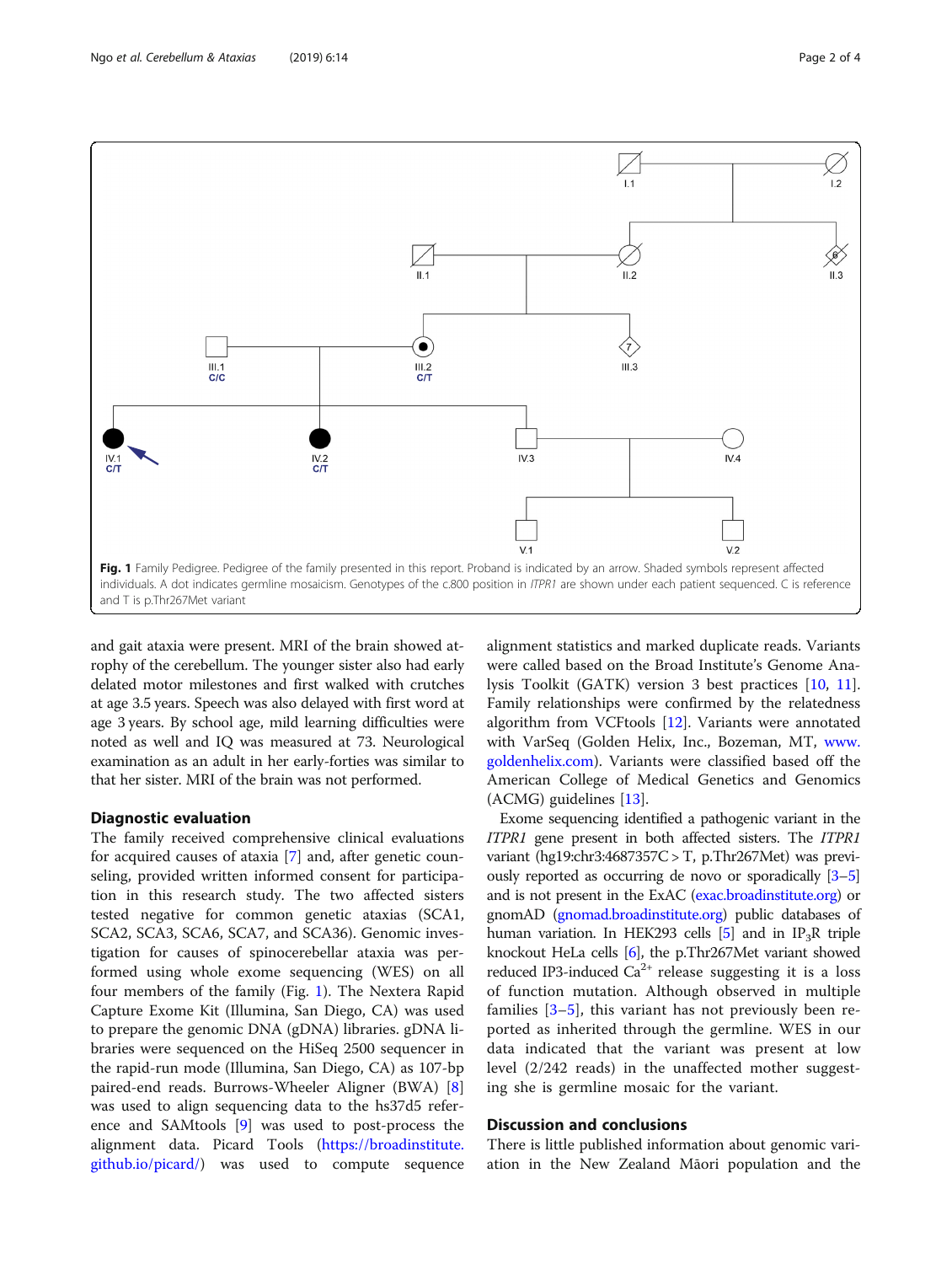Fig. 1 Family Pedigree. Pedigree of the family presented in this report. Proband is indicated by an arrow. Shaded symbols represent affected individuals. A dot indicates germline mosaicism. Genotypes of the c.800 position in *ITPR1* are shown under each patient sequenced. C is reference and T is p.Thr267Met variant

and gait ataxia were present. MRI of the brain showed atrophy of the cerebellum. The younger sister also had early delated motor milestones and first walked with crutches at age 3.5 years. Speech was also delayed with first word at age 3 years. By school age, mild learning difficulties were noted as well and IQ was measured at 73. Neurological examination as an adult in her early-forties was similar to that her sister. MRI of the brain was not performed.

## Diagnostic evaluation

The family received comprehensive clinical evaluations for acquired causes of ataxia [7] and, after genetic counseling, provided written informed consent for participation in this research study. The two affected sisters tested negative for common genetic ataxias (SCA1, SCA2, SCA3, SCA6, SCA7, and SCA36). Genomic investigation for causes of spinocerebellar ataxia was performed using whole exome sequencing (WES) on all four members of the family (Fig. 1). The Nextera Rapid Capture Exome Kit (Illumina, San Diego, CA) was used to prepare the genomic DNA (gDNA) libraries. gDNA libraries were sequenced on the HiSeq 2500 sequencer in the rapid-run mode (Illumina, San Diego, CA) as 107-bp paired-end reads. Burrows-Wheeler Aligner (BWA) [8] was used to align sequencing data to the hs37d5 reference and SAMtools [9] was used to post-process the alignment data. Picard Tools (https://broadinstitute.github.io/picard/) was used to compute sequence alignment statistics and marked duplicate reads. Variants were called based on the Broad Institute's Genome Analysis Toolkit (GATK) version 3 best practices [10, 11]. Family relationships were confirmed by the relatedness algorithm from VCFtools [12]. Variants were annotated with VarSeq (Golden Helix, Inc., Bozeman, MT, www.goldenhelix.com). Variants were classified based off the American College of Medical Genetics and Genomics (ACMG) guidelines [13].

Exome sequencing identified a pathogenic variant in the *ITPR1* gene present in both affected sisters. The *ITPR1* variant (hg19:chr3:4687357C > T, p.Thr267Met) was previously reported as occurring de novo or sporadically [3–5] and is not present in the ExAC (exac.broadinstitute.org) or gnomAD (gnomad.broadinstitute.org) public databases of human variation. In HEK293 cells [5] and in $IP_3R$ triple knockout HeLa cells [6], the p.Thr267Met variant showed reduced IP3-induced $Ca^{2+}$ release suggesting it is a loss of function mutation. Although observed in multiple families [3–5], this variant has not previously been reported as inherited through the germline. WES in our data indicated that the variant was present at low level (2/242 reads) in the unaffected mother suggesting she is germline mosaic for the variant.

## Discussion and conclusions

There is little published information about genomic variation in the New Zealand Māori population and the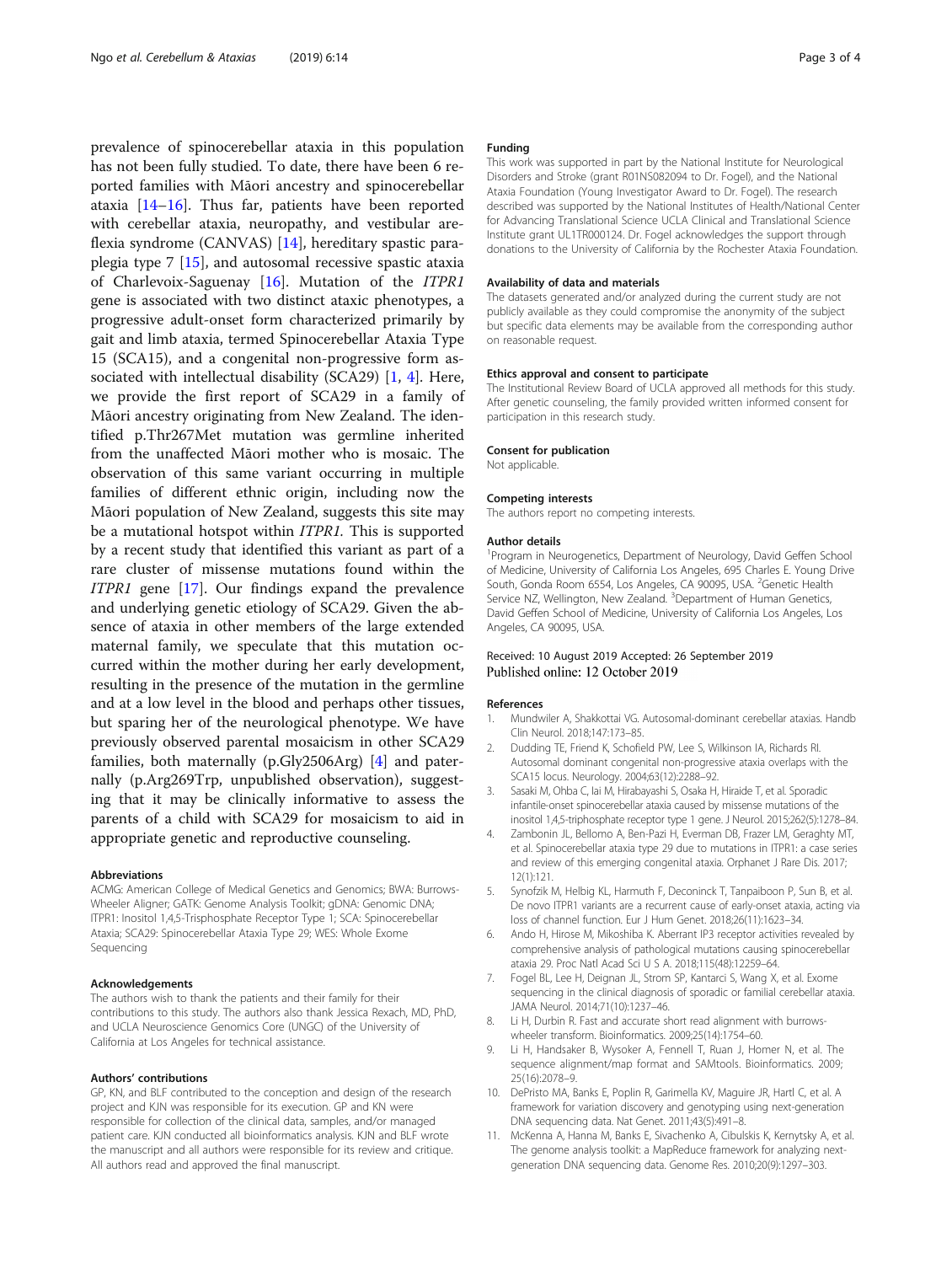prevalence of spinocerebellar ataxia in this population has not been fully studied. To date, there have been 6 reported families with Māori ancestry and spinocerebellar ataxia [14–16]. Thus far, patients have been reported with cerebellar ataxia, neuropathy, and vestibular areflexia syndrome (CANVAS) [14], hereditary spastic paraplegia type 7 [15], and autosomal recessive spastic ataxia of Charlevoix-Saguenay [16]. Mutation of the *ITPR1* gene is associated with two distinct ataxic phenotypes, a progressive adult-onset form characterized primarily by gait and limb ataxia, termed Spinocerebellar Ataxia Type 15 (SCA15), and a congenital non-progressive form associated with intellectual disability (SCA29) [1, 4]. Here, we provide the first report of SCA29 in a family of Māori ancestry originating from New Zealand. The identified p.Thr267Met mutation was germline inherited from the unaffected Māori mother who is mosaic. The observation of this same variant occurring in multiple families of different ethnic origin, including now the Māori population of New Zealand, suggests this site may be a mutational hotspot within *ITPR1*. This is supported by a recent study that identified this variant as part of a rare cluster of missense mutations found within the *ITPR1* gene [17]. Our findings expand the prevalence and underlying genetic etiology of SCA29. Given the absence of ataxia in other members of the large extended maternal family, we speculate that this mutation occurred within the mother during her early development, resulting in the presence of the mutation in the germline and at a low level in the blood and perhaps other tissues, but sparing her of the neurological phenotype. We have previously observed parental mosaicism in other SCA29 families, both maternally (p.Gly2506Arg) [4] and paternally (p.Arg269Trp, unpublished observation), suggesting that it may be clinically informative to assess the parents of a child with SCA29 for mosaicism to aid in appropriate genetic and reproductive counseling.

#### Abbreviations

ACMG: American College of Medical Genetics and Genomics; BWA: Burrows-Wheeler Aligner; GATK: Genome Analysis Toolkit; gDNA: Genomic DNA; ITPR1: Inositol 1,4,5-Trisphosphate Receptor Type 1; SCA: Spinocerebellar Ataxia; SCA29: Spinocerebellar Ataxia Type 29; WES: Whole Exome Sequencing

#### Acknowledgements

The authors wish to thank the patients and their family for their contributions to this study. The authors also thank Jessica Rexach, MD, PhD, and UCLA Neuroscience Genomics Core (UNGC) of the University of California at Los Angeles for technical assistance.

#### Authors' contributions

GP, KN, and BLF contributed to the conception and design of the research project and KJN was responsible for its execution. GP and KN were responsible for collection of the clinical data, samples, and/or managed patient care. KJN conducted all bioinformatics analysis. KJN and BLF wrote the manuscript and all authors were responsible for its review and critique. All authors read and approved the final manuscript.

#### Funding

This work was supported in part by the National Institute for Neurological Disorders and Stroke (grant R01NS082094 to Dr. Fogel), and the National Ataxia Foundation (Young Investigator Award to Dr. Fogel). The research described was supported by the National Institutes of Health/National Center for Advancing Translational Science UCLA Clinical and Translational Science Institute grant UL1TR000124. Dr. Fogel acknowledges the support through donations to the University of California by the Rochester Ataxia Foundation.

#### Availability of data and materials

The datasets generated and/or analyzed during the current study are not publicly available as they could compromise the anonymity of the subject but specific data elements may be available from the corresponding author on reasonable request.

#### Ethics approval and consent to participate

The Institutional Review Board of UCLA approved all methods for this study. After genetic counseling, the family provided written informed consent for participation in this research study.

#### Consent for publication

Not applicable.

#### Competing interests

The authors report no competing interests.

#### Author details

[1]Program in Neurogenetics, Department of Neurology, David Geffen School of Medicine, University of California Los Angeles, 695 Charles E. Young Drive South, Gonda Room 6554, Los Angeles, CA 90095, USA. [2]Genetic Health Service NZ, Wellington, New Zealand. [3]Department of Human Genetics, David Geffen School of Medicine, University of California Los Angeles, Los Angeles, CA 90095, USA.

Received: 10 August 2019 Accepted: 26 September 2019
Published online: 12 October 2019

#### References

1. Mundwiler A, Shakkottai VG. Autosomal-dominant cerebellar ataxias. Handb Clin Neurol. 2018;147:173–85.
2. Dudding TE, Friend K, Schofield PW, Lee S, Wilkinson IA, Richards RI. Autosomal dominant congenital non-progressive ataxia overlaps with the SCA15 locus. Neurology. 2004;63(12):2288–92.
3. Sasaki M, Ohba C, Iai M, Hirabayashi S, Osaka H, Hiraide T, et al. Sporadic infantile-onset spinocerebellar ataxia caused by missense mutations of the inositol 1,4,5-triphosphate receptor type 1 gene. J Neurol. 2015;262(5):1278–84.
4. Zambonin JL, Bellomo A, Ben-Pazi H, Everman DB, Frazer LM, Geraghty MT, et al. Spinocerebellar ataxia type 29 due to mutations in ITPR1: a case series and review of this emerging congenital ataxia. Orphanet J Rare Dis. 2017; 12(1):121.
5. Synofzik M, Helbig KL, Harmuth F, Deconinck T, Tanpaiboon P, Sun B, et al. De novo ITPR1 variants are a recurrent cause of early-onset ataxia, acting via loss of channel function. Eur J Hum Genet. 2018;26(11):1623–34.
6. Ando H, Hirose M, Mikoshiba K. Aberrant IP3 receptor activities revealed by comprehensive analysis of pathological mutations causing spinocerebellar ataxia 29. Proc Natl Acad Sci U S A. 2018;115(48):12259–64.
7. Fogel BL, Lee H, Deignan JL, Strom SP, Kantarci S, Wang X, et al. Exome sequencing in the clinical diagnosis of sporadic or familial cerebellar ataxia. JAMA Neurol. 2014;71(10):1237–46.
8. Li H, Durbin R. Fast and accurate short read alignment with burrows-wheeler transform. Bioinformatics. 2009;25(14):1754–60.
9. Li H, Handsaker B, Wysoker A, Fennell T, Ruan J, Homer N, et al. The sequence alignment/map format and SAMtools. Bioinformatics. 2009; 25(16):2078–9.
10. DePristo MA, Banks E, Poplin R, Garimella KV, Maguire JR, Hartl C, et al. A framework for variation discovery and genotyping using next-generation DNA sequencing data. Nat Genet. 2011;43(5):491–8.
11. McKenna A, Hanna M, Banks E, Sivachenko A, Cibulskis K, Kernytsky A, et al. The genome analysis toolkit: a MapReduce framework for analyzing next-generation DNA sequencing data. Genome Res. 2010;20(9):1297–303.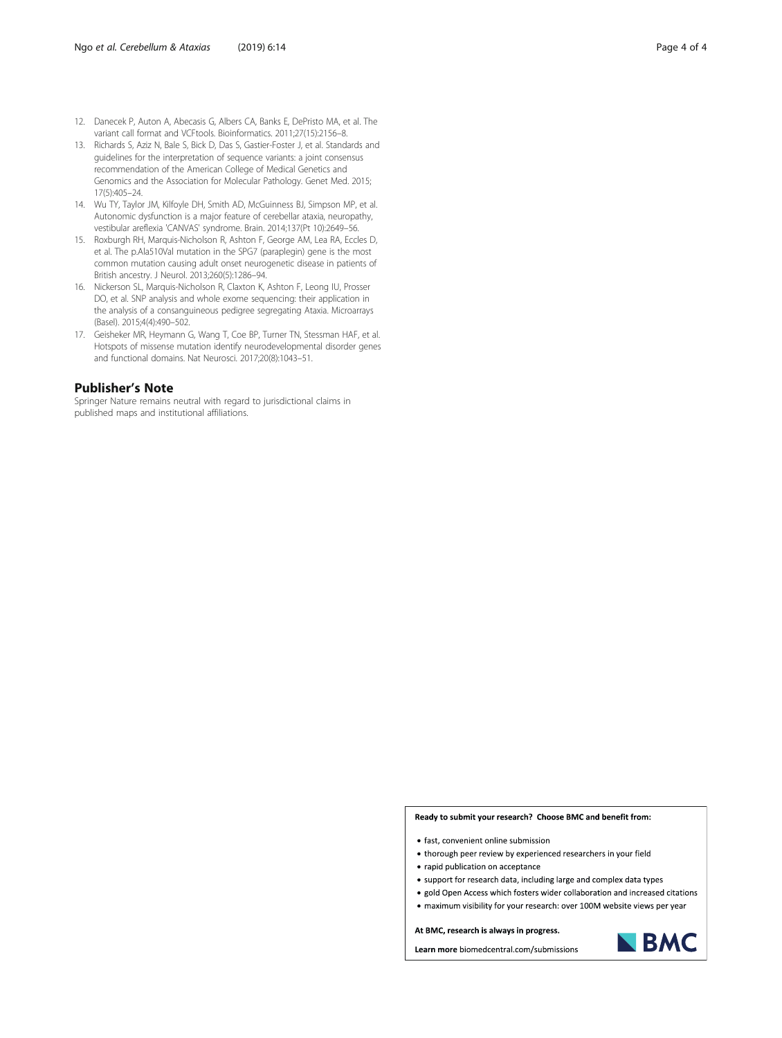12. Danecek P, Auton A, Abecasis G, Albers CA, Banks E, DePristo MA, et al. The variant call format and VCFtools. Bioinformatics. 2011;27(15):2156–8.
13. Richards S, Aziz N, Bale S, Bick D, Das S, Gastier-Foster J, et al. Standards and guidelines for the interpretation of sequence variants: a joint consensus recommendation of the American College of Medical Genetics and Genomics and the Association for Molecular Pathology. Genet Med. 2015; 17(5):405–24.
14. Wu TY, Taylor JM, Kilfoyle DH, Smith AD, McGuinness BJ, Simpson MP, et al. Autonomic dysfunction is a major feature of cerebellar ataxia, neuropathy, vestibular areflexia 'CANVAS' syndrome. Brain. 2014;137(Pt 10):2649–56.
15. Roxburgh RH, Marquis-Nicholson R, Ashton F, George AM, Lea RA, Eccles D, et al. The p.Ala510Val mutation in the SPG7 (paraplegin) gene is the most common mutation causing adult onset neurogenetic disease in patients of British ancestry. J Neurol. 2013;260(5):1286–94.
16. Nickerson SL, Marquis-Nicholson R, Claxton K, Ashton F, Leong IU, Prosser DO, et al. SNP analysis and whole exome sequencing: their application in the analysis of a consanguineous pedigree segregating Ataxia. Microarrays (Basel). 2015;4(4):490–502.
17. Geisheker MR, Heymann G, Wang T, Coe BP, Turner TN, Stessman HAF, et al. Hotspots of missense mutation identify neurodevelopmental disorder genes and functional domains. Nat Neurosci. 2017;20(8):1043–51.

## Publisher's Note

Springer Nature remains neutral with regard to jurisdictional claims in published maps and institutional affiliations.

**Ready to submit your research? Choose BMC and benefit from:**

- fast, convenient online submission
- thorough peer review by experienced researchers in your field
- rapid publication on acceptance
- support for research data, including large and complex data types
- gold Open Access which fosters wider collaboration and increased citations
- maximum visibility for your research: over 100M website views per year

**At BMC, research is always in progress.**

**Learn more** biomedcentral.com/submissions

BMC